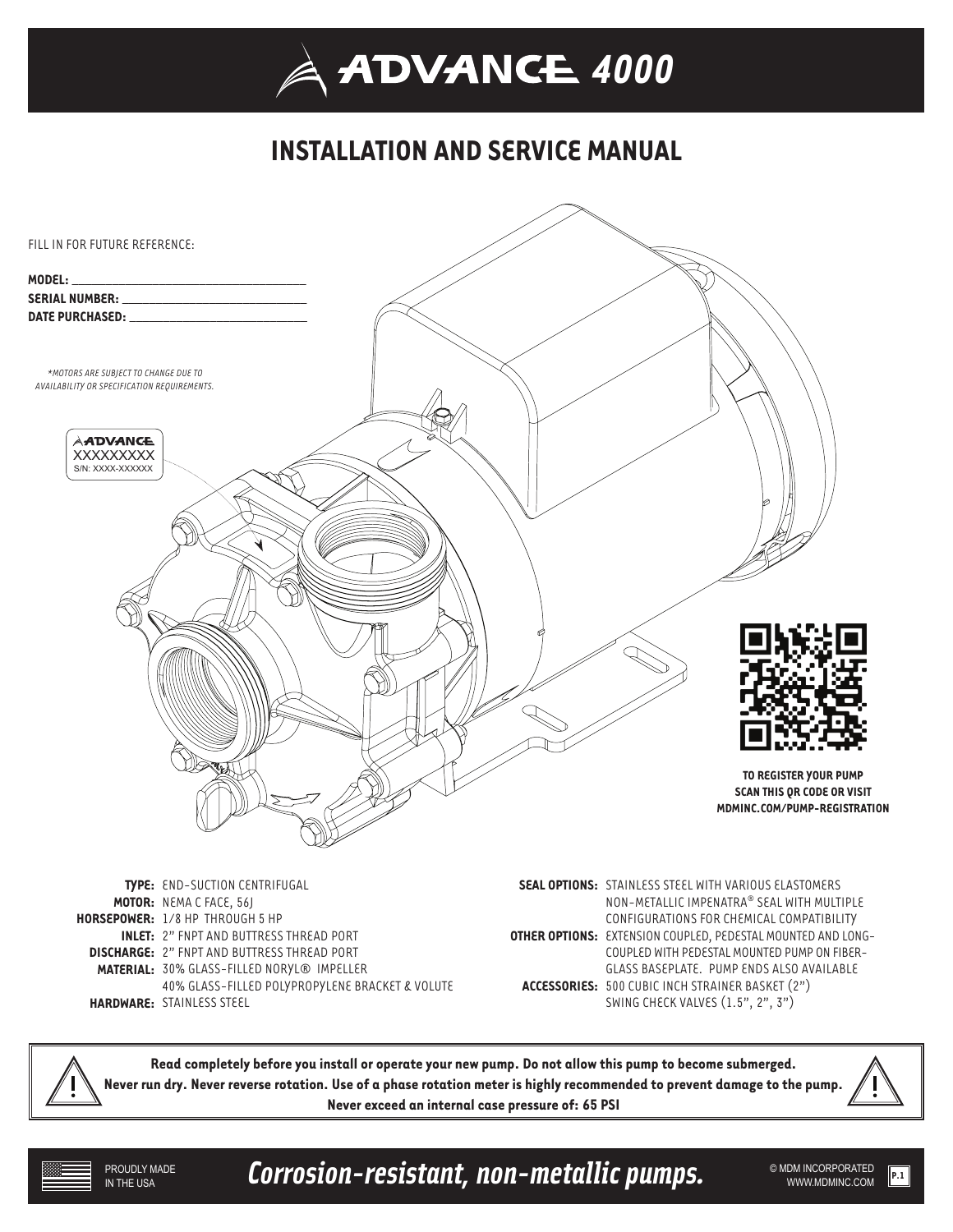# ADVANCE 4000

## INSTALLATION AND SERVICE MANUAL

FILL IN FOR FUTURE REFERENCE:

**MODEL:** ______________________________

**SERIAL NUMBER:** ______________________

**DATE PURCHASED:** _____________________

*\*MOTORS ARE SUBJECT TO CHANGE DUE TO AVAILABILITY OR SPECIFICATION REQUIREMENTS.*

ADVANCE
XXXXXXXXX
S/N: XXXX-XXXXXX

**TO REGISTER YOUR PUMP SCAN THIS QR CODE OR VISIT MDMINC.COM/PUMP-REGISTRATION**

**TYPE:** END-SUCTION CENTRIFUGAL
**MOTOR:** NEMA C FACE, 56J
**HORSEPOWER:** 1/8 HP THROUGH 5 HP
**INLET:** 2" FNPT AND BUTTRESS THREAD PORT
**DISCHARGE:** 2" FNPT AND BUTTRESS THREAD PORT
**MATERIAL:** 30% GLASS-FILLED NORYL® IMPELLER
40% GLASS-FILLED POLYPROPYLENE BRACKET & VOLUTE
**HARDWARE:** STAINLESS STEEL

**SEAL OPTIONS:** STAINLESS STEEL WITH VARIOUS ELASTOMERS
NON-METALLIC IMPENATRA® SEAL WITH MULTIPLE CONFIGURATIONS FOR CHEMICAL COMPATIBILITY
**OTHER OPTIONS:** EXTENSION COUPLED, PEDESTAL MOUNTED AND LONG-COUPLED WITH PEDESTAL MOUNTED PUMP ON FIBER-GLASS BASEPLATE. PUMP ENDS ALSO AVAILABLE
**ACCESSORIES:** 500 CUBIC INCH STRAINER BASKET (2")
SWING CHECK VALVES (1.5", 2", 3")

**Read completely before you install or operate your new pump. Do not allow this pump to become submerged. Never run dry. Never reverse rotation. Use of a phase rotation meter is highly recommended to prevent damage to the pump. Never exceed an internal case pressure of: 65 PSI**

PROUDLY MADE IN THE USA

***Corrosion-resistant, non-metallic pumps.***

© MDM INCORPORATED
WWW.MDMINC.COM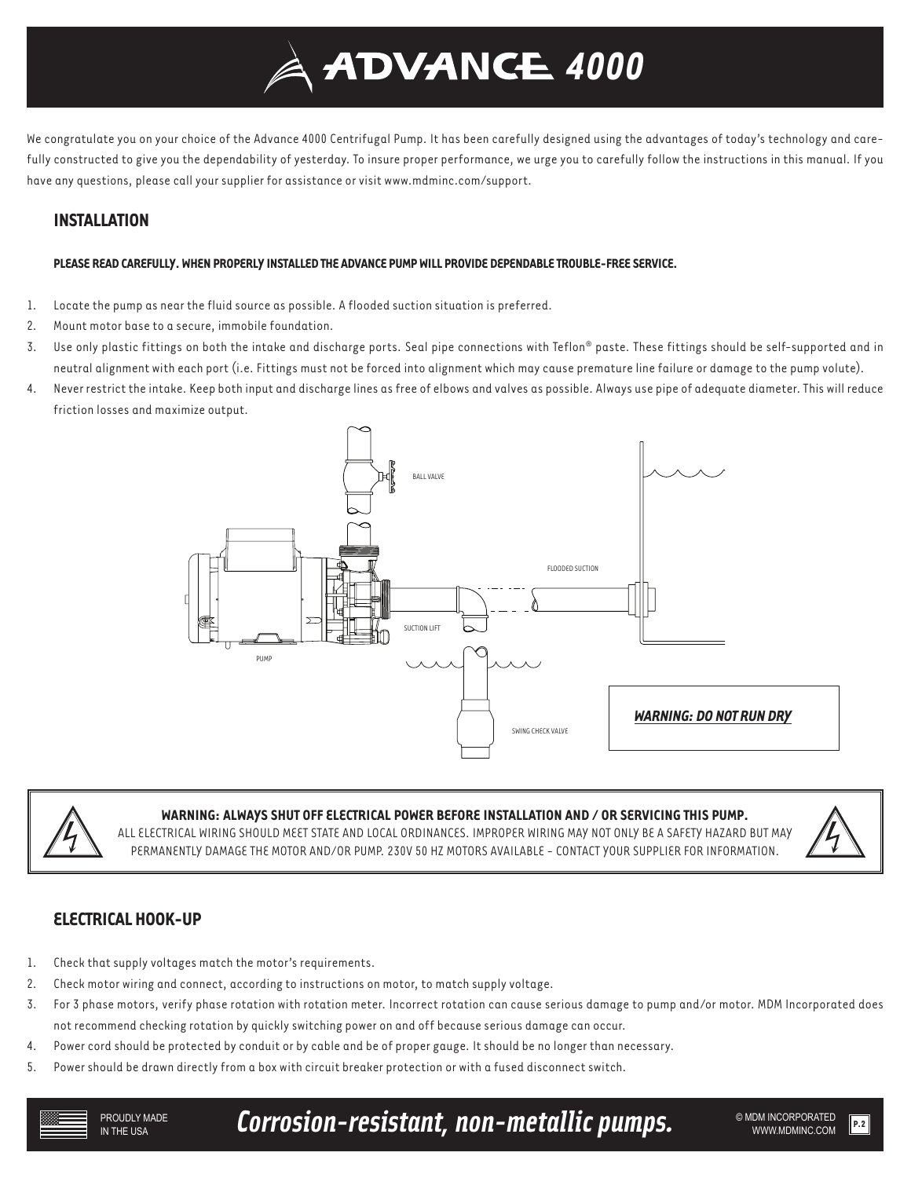# ADVANCE 4000

We congratulate you on your choice of the Advance 4000 Centrifugal Pump. It has been carefully designed using the advantages of today's technology and carefully constructed to give you the dependability of yesterday. To insure proper performance, we urge you to carefully follow the instructions in this manual. If you have any questions, please call your supplier for assistance or visit www.mdminc.com/support.

## INSTALLATION

**PLEASE READ CAREFULLY. WHEN PROPERLY INSTALLED THE ADVANCE PUMP WILL PROVIDE DEPENDABLE TROUBLE-FREE SERVICE.**

1. Locate the pump as near the fluid source as possible. A flooded suction situation is preferred.
2. Mount motor base to a secure, immobile foundation.
3. Use only plastic fittings on both the intake and discharge ports. Seal pipe connections with Teflon® paste. These fittings should be self-supported and in neutral alignment with each port (i.e. Fittings must not be forced into alignment which may cause premature line failure or damage to the pump volute).
4. Never restrict the intake. Keep both input and discharge lines as free of elbows and valves as possible. Always use pipe of adequate diameter. This will reduce friction losses and maximize output.

BALL VALVE

FLOODED SUCTION

SUCTION LIFT

PUMP

SWING CHECK VALVE

***WARNING: DO NOT RUN DRY***

**WARNING: ALWAYS SHUT OFF ELECTRICAL POWER BEFORE INSTALLATION AND / OR SERVICING THIS PUMP.**
ALL ELECTRICAL WIRING SHOULD MEET STATE AND LOCAL ORDINANCES. IMPROPER WIRING MAY NOT ONLY BE A SAFETY HAZARD BUT MAY PERMANENTLY DAMAGE THE MOTOR AND/OR PUMP. 230V 50 HZ MOTORS AVAILABLE - CONTACT YOUR SUPPLIER FOR INFORMATION.

## ELECTRICAL HOOK-UP

1. Check that supply voltages match the motor's requirements.
2. Check motor wiring and connect, according to instructions on motor, to match supply voltage.
3. For 3 phase motors, verify phase rotation with rotation meter. Incorrect rotation can cause serious damage to pump and/or motor. MDM Incorporated does not recommend checking rotation by quickly switching power on and off because serious damage can occur.
4. Power cord should be protected by conduit or by cable and be of proper gauge. It should be no longer than necessary.
5. Power should be drawn directly from a box with circuit breaker protection or with a fused disconnect switch.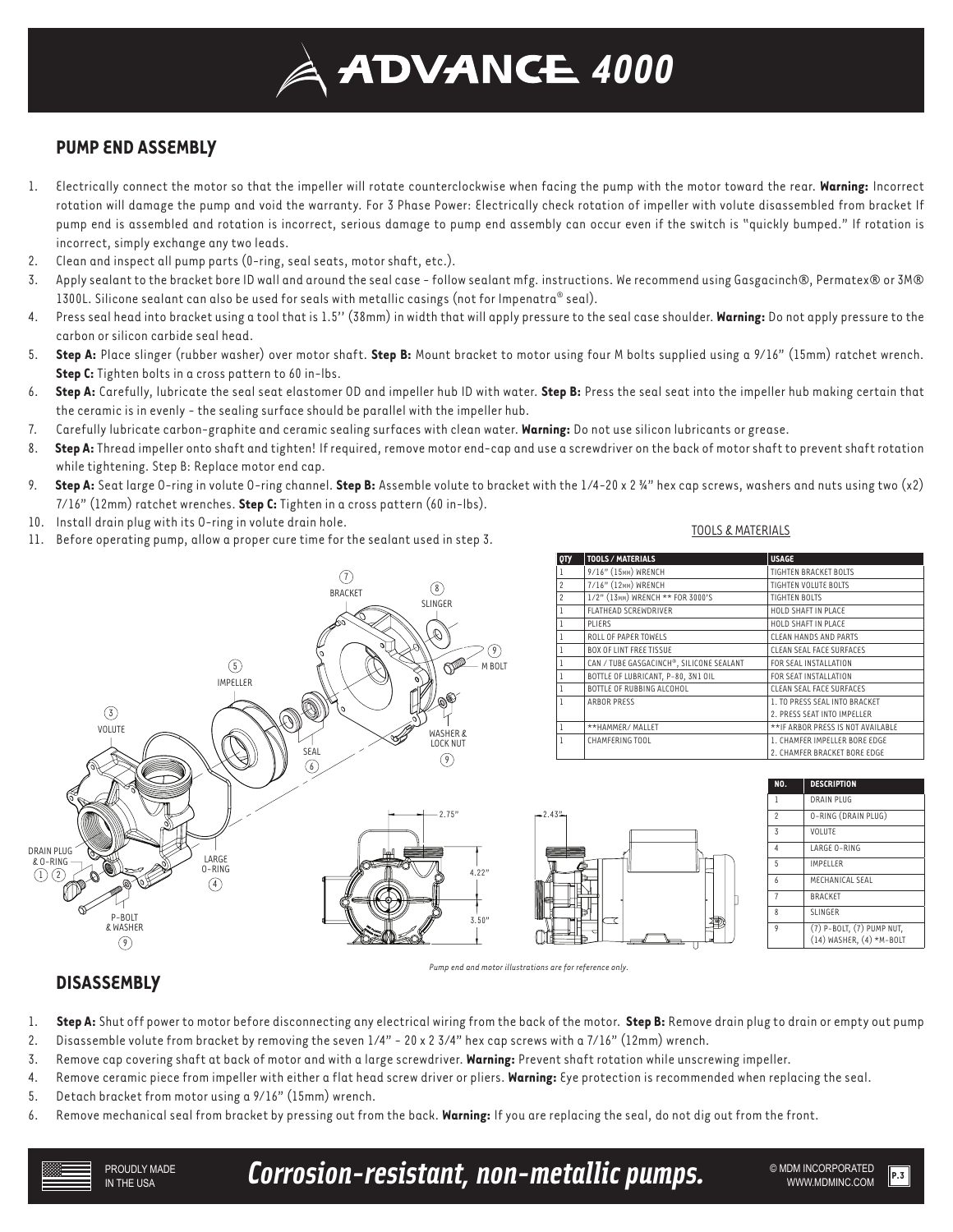# ADVANCE 4000

## PUMP END ASSEMBLY

1. Electrically connect the motor so that the impeller will rotate counterclockwise when facing the pump with the motor toward the rear. **Warning:** Incorrect rotation will damage the pump and void the warranty. For 3 Phase Power: Electrically check rotation of impeller with volute disassembled from bracket If pump end is assembled and rotation is incorrect, serious damage to pump end assembly can occur even if the switch is "quickly bumped." If rotation is incorrect, simply exchange any two leads.
2. Clean and inspect all pump parts (O-ring, seal seats, motor shaft, etc.).
3. Apply sealant to the bracket bore ID wall and around the seal case - follow sealant mfg. instructions. We recommend using Gasgacinch®, Permatex® or 3M® 1300L. Silicone sealant can also be used for seals with metallic casings (not for Impenatra® seal).
4. Press seal head into bracket using a tool that is 1.5'' (38mm) in width that will apply pressure to the seal case shoulder. **Warning:** Do not apply pressure to the carbon or silicon carbide seal head.
5. **Step A:** Place slinger (rubber washer) over motor shaft. **Step B:** Mount bracket to motor using four M bolts supplied using a 9/16" (15mm) ratchet wrench. **Step C:** Tighten bolts in a cross pattern to 60 in-lbs.
6. **Step A:** Carefully, lubricate the seal seat elastomer OD and impeller hub ID with water. **Step B:** Press the seal seat into the impeller hub making certain that the ceramic is in evenly - the sealing surface should be parallel with the impeller hub.
7. Carefully lubricate carbon-graphite and ceramic sealing surfaces with clean water. **Warning:** Do not use silicon lubricants or grease.
8. **Step A:** Thread impeller onto shaft and tighten! If required, remove motor end-cap and use a screwdriver on the back of motor shaft to prevent shaft rotation while tightening. Step B: Replace motor end cap.
9. **Step A:** Seat large O-ring in volute O-ring channel. **Step B:** Assemble volute to bracket with the 1/4-20 x 2 ¾" hex cap screws, washers and nuts using two (x2) 7/16" (12mm) ratchet wrenches. **Step C:** Tighten in a cross pattern (60 in-lbs).
10. Install drain plug with its O-ring in volute drain hole.
11. Before operating pump, allow a proper cure time for the sealant used in step 3.

TOOLS & MATERIALS

| QTY | TOOLS / MATERIALS | USAGE |
|---|---|---|
| 1 | 9/16" (15MM) WRENCH | TIGHTEN BRACKET BOLTS |
| 2 | 7/16" (12MM) WRENCH | TIGHTEN VOLUTE BOLTS |
| 2 | 1/2" (13MM) WRENCH ** FOR 3000'S | TIGHTEN BOLTS |
| 1 | FLATHEAD SCREWDRIVER | HOLD SHAFT IN PLACE |
| 1 | PLIERS | HOLD SHAFT IN PLACE |
| 1 | ROLL OF PAPER TOWELS | CLEAN HANDS AND PARTS |
| 1 | BOX OF LINT FREE TISSUE | CLEAN SEAL FACE SURFACES |
| 1 | CAN / TUBE GASGACINCH®, SILICONE SEALANT | FOR SEAL INSTALLATION |
| 1 | BOTTLE OF LUBRICANT, P-80, 3N1 OIL | FOR SEAT INSTALLATION |
| 1 | BOTTLE OF RUBBING ALCOHOL | CLEAN SEAL FACE SURFACES |
| 1 | ARBOR PRESS | 1. TO PRESS SEAL INTO BRACKET 2. PRESS SEAT INTO IMPELLER |
| 1 | **HAMMER/ MALLET | **IF ARBOR PRESS IS NOT AVAILABLE |
| 1 | CHAMFERING TOOL | 1. CHAMFER IMPELLER BORE EDGE 2. CHAMFER BRACKET BORE EDGE |

| NO. | DESCRIPTION |
|---|---|
| 1 | DRAIN PLUG |
| 2 | O-RING (DRAIN PLUG) |
| 3 | VOLUTE |
| 4 | LARGE O-RING |
| 5 | IMPELLER |
| 6 | MECHANICAL SEAL |
| 7 | BRACKET |
| 8 | SLINGER |
| 9 | (7) P-BOLT, (7) PUMP NUT, (14) WASHER, (4) *M-BOLT |

*Pump end and motor illustrations are for reference only.*

## DISASSEMBLY

1. **Step A:** Shut off power to motor before disconnecting any electrical wiring from the back of the motor. **Step B:** Remove drain plug to drain or empty out pump
2. Disassemble volute from bracket by removing the seven 1/4" - 20 x 2 3/4" hex cap screws with a 7/16" (12mm) wrench.
3. Remove cap covering shaft at back of motor and with a large screwdriver. **Warning:** Prevent shaft rotation while unscrewing impeller.
4. Remove ceramic piece from impeller with either a flat head screw driver or pliers. **Warning:** Eye protection is recommended when replacing the seal.
5. Detach bracket from motor using a 9/16" (15mm) wrench.
6. Remove mechanical seal from bracket by pressing out from the back. **Warning:** If you are replacing the seal, do not dig out from the front.

PROUDLY MADE IN THE USA

*Corrosion-resistant, non-metallic pumps.*

© MDM INCORPORATED WWW.MDMINC.COM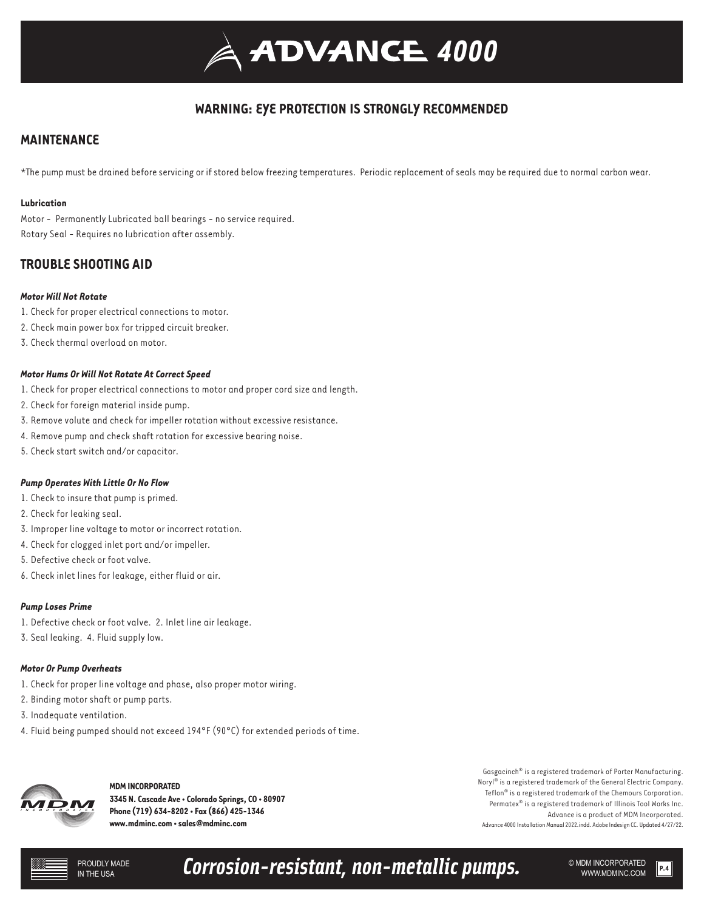# ADVANCE 4000

**WARNING: EYE PROTECTION IS STRONGLY RECOMMENDED**

## MAINTENANCE

*The pump must be drained before servicing or if stored below freezing temperatures. Periodic replacement of seals may be required due to normal carbon wear.

**Lubrication**

Motor - Permanently Lubricated ball bearings - no service required.
Rotary Seal - Requires no lubrication after assembly.

## TROUBLE SHOOTING AID

***Motor Will Not Rotate***

1. Check for proper electrical connections to motor.
2. Check main power box for tripped circuit breaker.
3. Check thermal overload on motor.

***Motor Hums Or Will Not Rotate At Correct Speed***

1. Check for proper electrical connections to motor and proper cord size and length.
2. Check for foreign material inside pump.
3. Remove volute and check for impeller rotation without excessive resistance.
4. Remove pump and check shaft rotation for excessive bearing noise.
5. Check start switch and/or capacitor.

***Pump Operates With Little Or No Flow***

1. Check to insure that pump is primed.
2. Check for leaking seal.
3. Improper line voltage to motor or incorrect rotation.
4. Check for clogged inlet port and/or impeller.
5. Defective check or foot valve.
6. Check inlet lines for leakage, either fluid or air.

***Pump Loses Prime***

1. Defective check or foot valve. 2. Inlet line air leakage.
3. Seal leaking. 4. Fluid supply low.

***Motor Or Pump Overheats***

1. Check for proper line voltage and phase, also proper motor wiring.
2. Binding motor shaft or pump parts.
3. Inadequate ventilation.
4. Fluid being pumped should not exceed 194°F (90°C) for extended periods of time.

**MDM INCORPORATED**
**3345 N. Cascade Ave • Colorado Springs, CO • 80907**
**Phone (719) 634-8202 • Fax (866) 425-1346**
**www.mdminc.com • sales@mdminc.com**

Gasgacinch® is a registered trademark of Porter Manufacturing.
Noryl® is a registered trademark of the General Electric Company.
Teflon® is a registered trademark of the Chemours Corporation.
Permatex® is a registered trademark of Illinois Tool Works Inc.
Advance is a product of MDM Incorporated.
Advance 4000 Installation Manual 2022.indd. Adobe Indesign CC. Updated 4/27/22.

PROUDLY MADE IN THE USA

***Corrosion-resistant, non-metallic pumps.***

© MDM INCORPORATED
WWW.MDMINC.COM